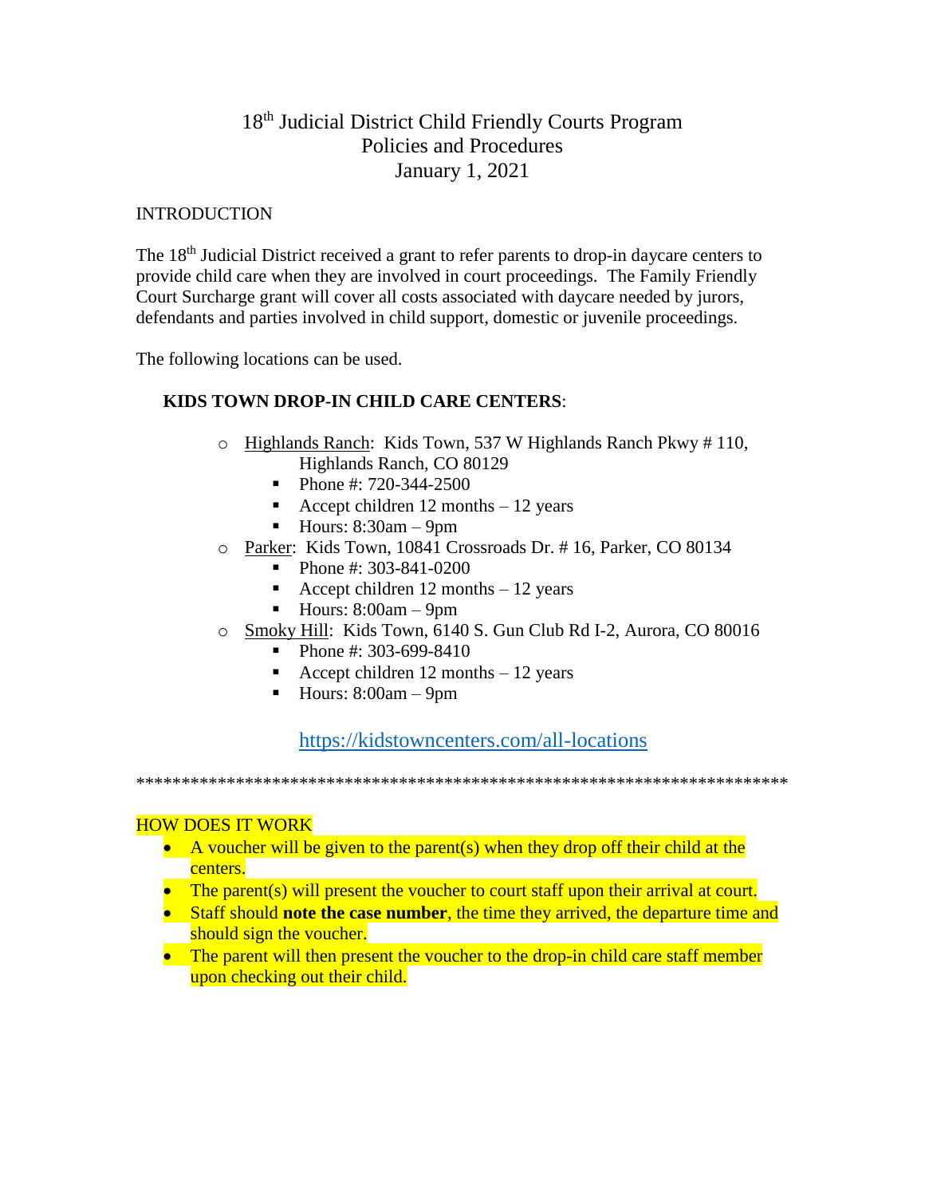# 18th Judicial District Child Friendly Courts Program
## Policies and Procedures
## January 1, 2021

INTRODUCTION

The 18th Judicial District received a grant to refer parents to drop-in daycare centers to provide child care when they are involved in court proceedings. The Family Friendly Court Surcharge grant will cover all costs associated with daycare needed by jurors, defendants and parties involved in child support, domestic or juvenile proceedings.

The following locations can be used.

**KIDS TOWN DROP-IN CHILD CARE CENTERS**:

- Highlands Ranch: Kids Town, 537 W Highlands Ranch Pkwy # 110, Highlands Ranch, CO 80129
  - Phone #: 720-344-2500
  - Accept children 12 months – 12 years
  - Hours: 8:30am – 9pm
- Parker: Kids Town, 10841 Crossroads Dr. # 16, Parker, CO 80134
  - Phone #: 303-841-0200
  - Accept children 12 months – 12 years
  - Hours: 8:00am – 9pm
- Smoky Hill: Kids Town, 6140 S. Gun Club Rd I-2, Aurora, CO 80016
  - Phone #: 303-699-8410
  - Accept children 12 months – 12 years
  - Hours: 8:00am – 9pm

https://kidstowncenters.com/all-locations

*************************************************************************

HOW DOES IT WORK

- A voucher will be given to the parent(s) when they drop off their child at the centers.
- The parent(s) will present the voucher to court staff upon their arrival at court.
- Staff should **note the case number**, the time they arrived, the departure time and should sign the voucher.
- The parent will then present the voucher to the drop-in child care staff member upon checking out their child.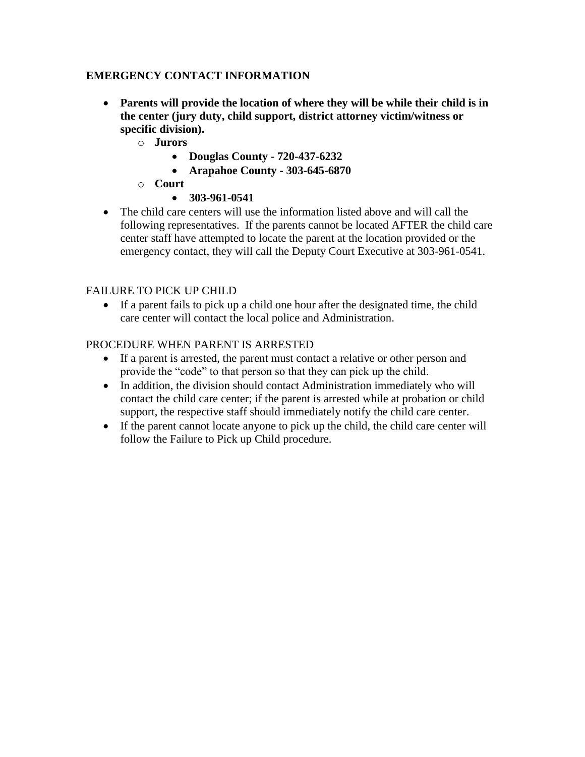## EMERGENCY CONTACT INFORMATION

- **Parents will provide the location of where they will be while their child is in the center (jury duty, child support, district attorney victim/witness or specific division).**
  - **Jurors**
    - **Douglas County - 720-437-6232**
    - **Arapahoe County - 303-645-6870**
  - **Court**
    - **303-961-0541**
- The child care centers will use the information listed above and will call the following representatives. If the parents cannot be located AFTER the child care center staff have attempted to locate the parent at the location provided or the emergency contact, they will call the Deputy Court Executive at 303-961-0541.

## FAILURE TO PICK UP CHILD

- If a parent fails to pick up a child one hour after the designated time, the child care center will contact the local police and Administration.

## PROCEDURE WHEN PARENT IS ARRESTED

- If a parent is arrested, the parent must contact a relative or other person and provide the "code" to that person so that they can pick up the child.
- In addition, the division should contact Administration immediately who will contact the child care center; if the parent is arrested while at probation or child support, the respective staff should immediately notify the child care center.
- If the parent cannot locate anyone to pick up the child, the child care center will follow the Failure to Pick up Child procedure.